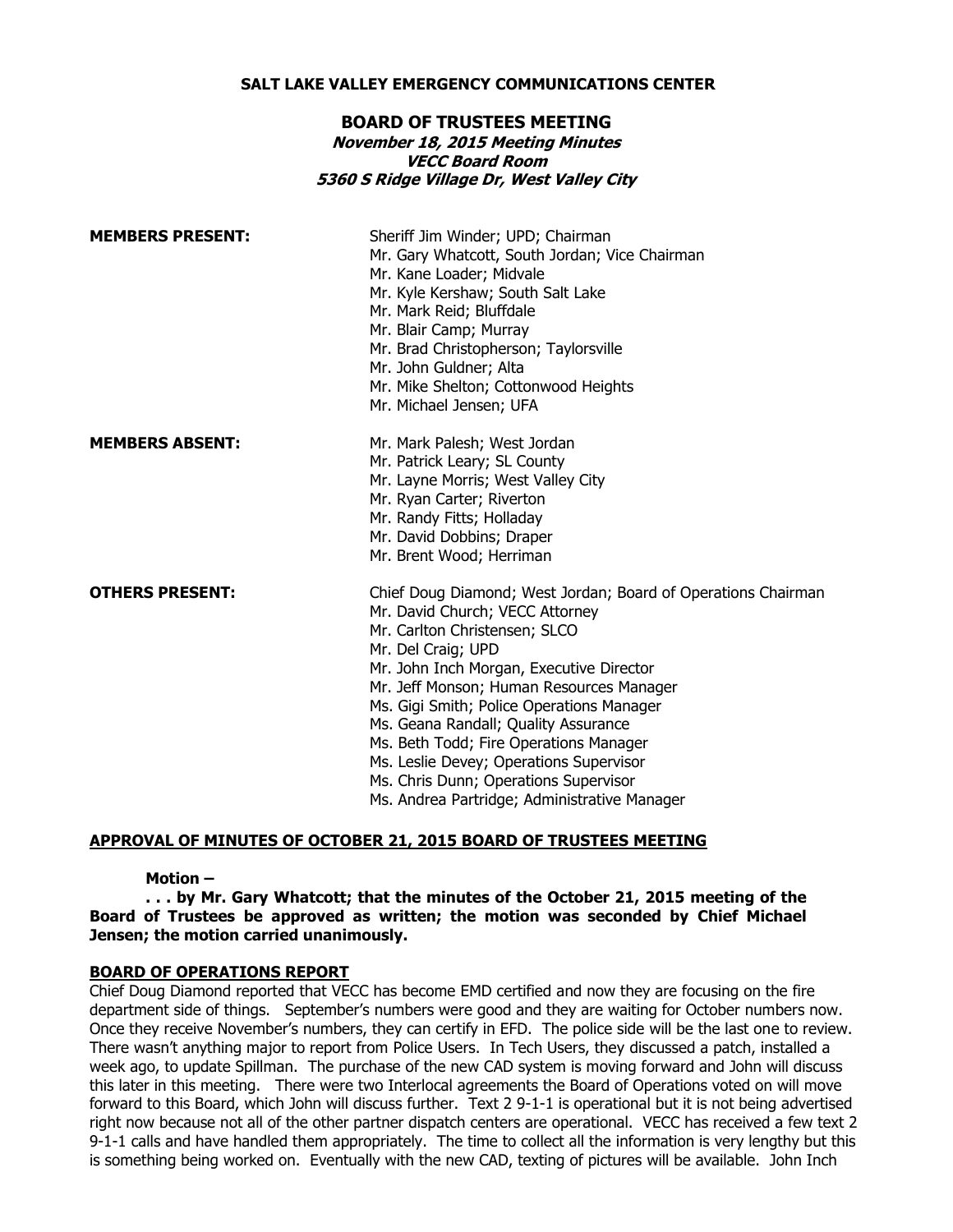**SALT LAKE VALLEY EMERGENCY COMMUNICATIONS CENTER**

# BOARD OF TRUSTEES MEETING

***November 18, 2015 Meeting Minutes***
***VECC Board Room***
***5360 S Ridge Village Dr, West Valley City***

| | |
|---|---|
| **MEMBERS PRESENT:** | Sheriff Jim Winder; UPD; Chairman<br>Mr. Gary Whatcott, South Jordan; Vice Chairman<br>Mr. Kane Loader; Midvale<br>Mr. Kyle Kershaw; South Salt Lake<br>Mr. Mark Reid; Bluffdale<br>Mr. Blair Camp; Murray<br>Mr. Brad Christopherson; Taylorsville<br>Mr. John Guldner; Alta<br>Mr. Mike Shelton; Cottonwood Heights<br>Mr. Michael Jensen; UFA |
| **MEMBERS ABSENT:** | Mr. Mark Palesh; West Jordan<br>Mr. Patrick Leary; SL County<br>Mr. Layne Morris; West Valley City<br>Mr. Ryan Carter; Riverton<br>Mr. Randy Fitts; Holladay<br>Mr. David Dobbins; Draper<br>Mr. Brent Wood; Herriman |
| **OTHERS PRESENT:** | Chief Doug Diamond; West Jordan; Board of Operations Chairman<br>Mr. David Church; VECC Attorney<br>Mr. Carlton Christensen; SLCO<br>Mr. Del Craig; UPD<br>Mr. John Inch Morgan, Executive Director<br>Mr. Jeff Monson; Human Resources Manager<br>Ms. Gigi Smith; Police Operations Manager<br>Ms. Geana Randall; Quality Assurance<br>Ms. Beth Todd; Fire Operations Manager<br>Ms. Leslie Devey; Operations Supervisor<br>Ms. Chris Dunn; Operations Supervisor<br>Ms. Andrea Partridge; Administrative Manager |

## APPROVAL OF MINUTES OF OCTOBER 21, 2015 BOARD OF TRUSTEES MEETING

**Motion –**

**. . . by Mr. Gary Whatcott; that the minutes of the October 21, 2015 meeting of the Board of Trustees be approved as written; the motion was seconded by Chief Michael Jensen; the motion carried unanimously.**

## BOARD OF OPERATIONS REPORT

Chief Doug Diamond reported that VECC has become EMD certified and now they are focusing on the fire department side of things. September's numbers were good and they are waiting for October numbers now. Once they receive November's numbers, they can certify in EFD. The police side will be the last one to review. There wasn't anything major to report from Police Users. In Tech Users, they discussed a patch, installed a week ago, to update Spillman. The purchase of the new CAD system is moving forward and John will discuss this later in this meeting. There were two Interlocal agreements the Board of Operations voted on will move forward to this Board, which John will discuss further. Text 2 9-1-1 is operational but it is not being advertised right now because not all of the other partner dispatch centers are operational. VECC has received a few text 2 9-1-1 calls and have handled them appropriately. The time to collect all the information is very lengthy but this is something being worked on. Eventually with the new CAD, texting of pictures will be available. John Inch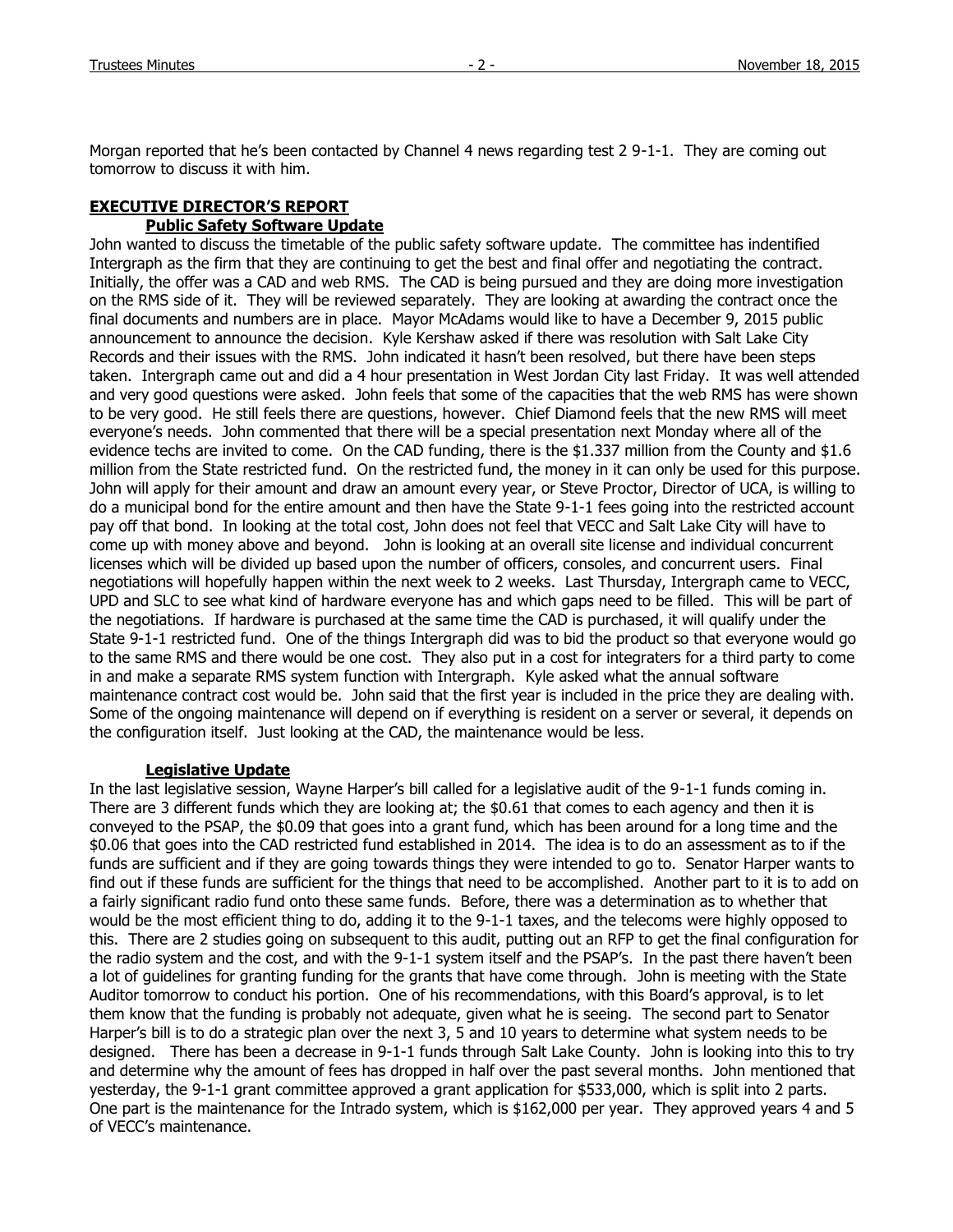Morgan reported that he's been contacted by Channel 4 news regarding test 2 9-1-1. They are coming out tomorrow to discuss it with him.

## EXECUTIVE DIRECTOR'S REPORT

### Public Safety Software Update

John wanted to discuss the timetable of the public safety software update. The committee has indentified Intergraph as the firm that they are continuing to get the best and final offer and negotiating the contract. Initially, the offer was a CAD and web RMS. The CAD is being pursued and they are doing more investigation on the RMS side of it. They will be reviewed separately. They are looking at awarding the contract once the final documents and numbers are in place. Mayor McAdams would like to have a December 9, 2015 public announcement to announce the decision. Kyle Kershaw asked if there was resolution with Salt Lake City Records and their issues with the RMS. John indicated it hasn't been resolved, but there have been steps taken. Intergraph came out and did a 4 hour presentation in West Jordan City last Friday. It was well attended and very good questions were asked. John feels that some of the capacities that the web RMS has were shown to be very good. He still feels there are questions, however. Chief Diamond feels that the new RMS will meet everyone's needs. John commented that there will be a special presentation next Monday where all of the evidence techs are invited to come. On the CAD funding, there is the $1.337 million from the County and $1.6 million from the State restricted fund. On the restricted fund, the money in it can only be used for this purpose. John will apply for their amount and draw an amount every year, or Steve Proctor, Director of UCA, is willing to do a municipal bond for the entire amount and then have the State 9-1-1 fees going into the restricted account pay off that bond. In looking at the total cost, John does not feel that VECC and Salt Lake City will have to come up with money above and beyond. John is looking at an overall site license and individual concurrent licenses which will be divided up based upon the number of officers, consoles, and concurrent users. Final negotiations will hopefully happen within the next week to 2 weeks. Last Thursday, Intergraph came to VECC, UPD and SLC to see what kind of hardware everyone has and which gaps need to be filled. This will be part of the negotiations. If hardware is purchased at the same time the CAD is purchased, it will qualify under the State 9-1-1 restricted fund. One of the things Intergraph did was to bid the product so that everyone would go to the same RMS and there would be one cost. They also put in a cost for integraters for a third party to come in and make a separate RMS system function with Intergraph. Kyle asked what the annual software maintenance contract cost would be. John said that the first year is included in the price they are dealing with. Some of the ongoing maintenance will depend on if everything is resident on a server or several, it depends on the configuration itself. Just looking at the CAD, the maintenance would be less.

### Legislative Update

In the last legislative session, Wayne Harper's bill called for a legislative audit of the 9-1-1 funds coming in. There are 3 different funds which they are looking at; the $0.61 that comes to each agency and then it is conveyed to the PSAP, the $0.09 that goes into a grant fund, which has been around for a long time and the $0.06 that goes into the CAD restricted fund established in 2014. The idea is to do an assessment as to if the funds are sufficient and if they are going towards things they were intended to go to. Senator Harper wants to find out if these funds are sufficient for the things that need to be accomplished. Another part to it is to add on a fairly significant radio fund onto these same funds. Before, there was a determination as to whether that would be the most efficient thing to do, adding it to the 9-1-1 taxes, and the telecoms were highly opposed to this. There are 2 studies going on subsequent to this audit, putting out an RFP to get the final configuration for the radio system and the cost, and with the 9-1-1 system itself and the PSAP's. In the past there haven't been a lot of guidelines for granting funding for the grants that have come through. John is meeting with the State Auditor tomorrow to conduct his portion. One of his recommendations, with this Board's approval, is to let them know that the funding is probably not adequate, given what he is seeing. The second part to Senator Harper's bill is to do a strategic plan over the next 3, 5 and 10 years to determine what system needs to be designed. There has been a decrease in 9-1-1 funds through Salt Lake County. John is looking into this to try and determine why the amount of fees has dropped in half over the past several months. John mentioned that yesterday, the 9-1-1 grant committee approved a grant application for $533,000, which is split into 2 parts. One part is the maintenance for the Intrado system, which is $162,000 per year. They approved years 4 and 5 of VECC's maintenance.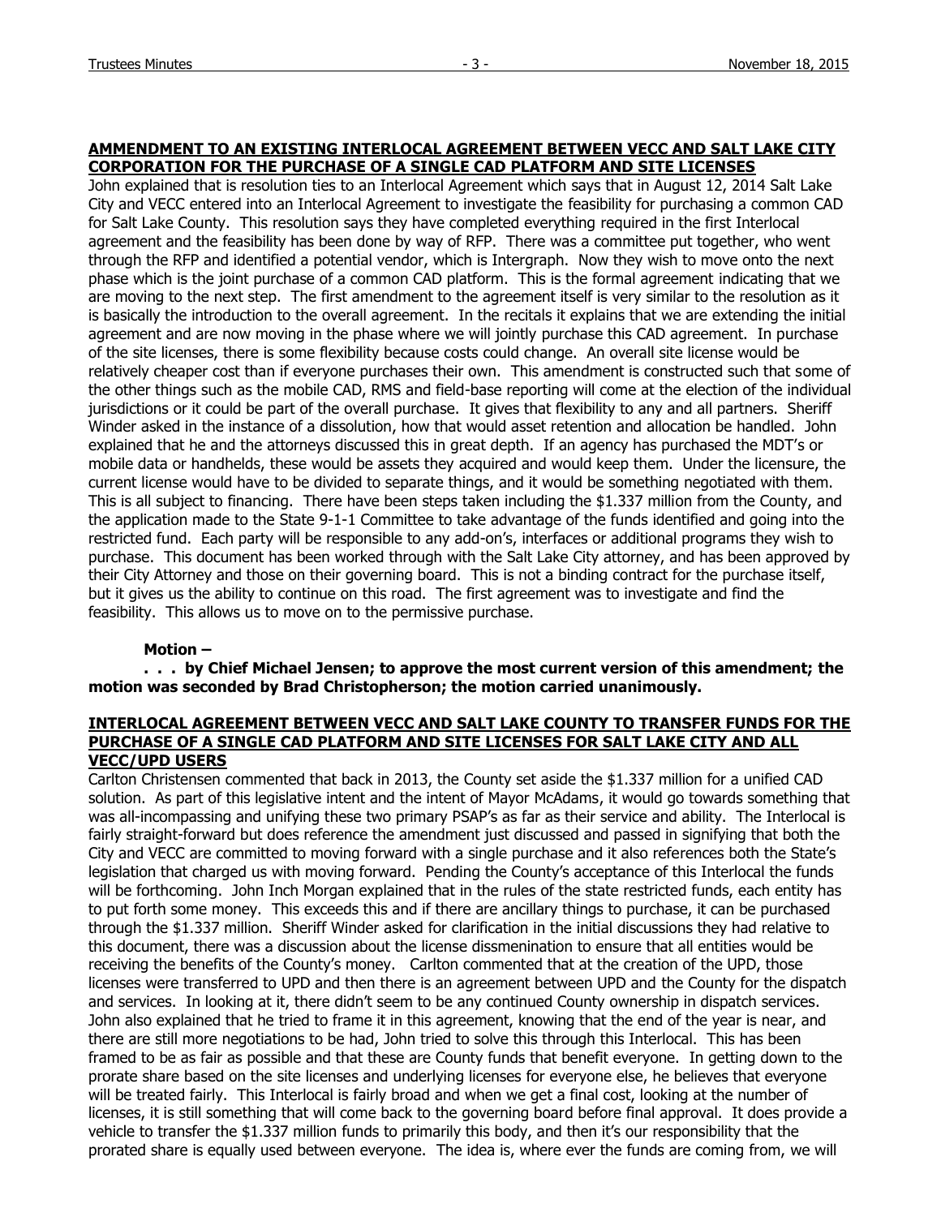## AMMENDMENT TO AN EXISTING INTERLOCAL AGREEMENT BETWEEN VECC AND SALT LAKE CITY CORPORATION FOR THE PURCHASE OF A SINGLE CAD PLATFORM AND SITE LICENSES

John explained that is resolution ties to an Interlocal Agreement which says that in August 12, 2014 Salt Lake City and VECC entered into an Interlocal Agreement to investigate the feasibility for purchasing a common CAD for Salt Lake County. This resolution says they have completed everything required in the first Interlocal agreement and the feasibility has been done by way of RFP. There was a committee put together, who went through the RFP and identified a potential vendor, which is Intergraph. Now they wish to move onto the next phase which is the joint purchase of a common CAD platform. This is the formal agreement indicating that we are moving to the next step. The first amendment to the agreement itself is very similar to the resolution as it is basically the introduction to the overall agreement. In the recitals it explains that we are extending the initial agreement and are now moving in the phase where we will jointly purchase this CAD agreement. In purchase of the site licenses, there is some flexibility because costs could change. An overall site license would be relatively cheaper cost than if everyone purchases their own. This amendment is constructed such that some of the other things such as the mobile CAD, RMS and field-base reporting will come at the election of the individual jurisdictions or it could be part of the overall purchase. It gives that flexibility to any and all partners. Sheriff Winder asked in the instance of a dissolution, how that would asset retention and allocation be handled. John explained that he and the attorneys discussed this in great depth. If an agency has purchased the MDT's or mobile data or handhelds, these would be assets they acquired and would keep them. Under the licensure, the current license would have to be divided to separate things, and it would be something negotiated with them. This is all subject to financing. There have been steps taken including the $1.337 million from the County, and the application made to the State 9-1-1 Committee to take advantage of the funds identified and going into the restricted fund. Each party will be responsible to any add-on's, interfaces or additional programs they wish to purchase. This document has been worked through with the Salt Lake City attorney, and has been approved by their City Attorney and those on their governing board. This is not a binding contract for the purchase itself, but it gives us the ability to continue on this road. The first agreement was to investigate and find the feasibility. This allows us to move on to the permissive purchase.

**Motion –**

**. . . by Chief Michael Jensen; to approve the most current version of this amendment; the motion was seconded by Brad Christopherson; the motion carried unanimously.**

## INTERLOCAL AGREEMENT BETWEEN VECC AND SALT LAKE COUNTY TO TRANSFER FUNDS FOR THE PURCHASE OF A SINGLE CAD PLATFORM AND SITE LICENSES FOR SALT LAKE CITY AND ALL VECC/UPD USERS

Carlton Christensen commented that back in 2013, the County set aside the $1.337 million for a unified CAD solution. As part of this legislative intent and the intent of Mayor McAdams, it would go towards something that was all-incompassing and unifying these two primary PSAP's as far as their service and ability. The Interlocal is fairly straight-forward but does reference the amendment just discussed and passed in signifying that both the City and VECC are committed to moving forward with a single purchase and it also references both the State's legislation that charged us with moving forward. Pending the County's acceptance of this Interlocal the funds will be forthcoming. John Inch Morgan explained that in the rules of the state restricted funds, each entity has to put forth some money. This exceeds this and if there are ancillary things to purchase, it can be purchased through the $1.337 million. Sheriff Winder asked for clarification in the initial discussions they had relative to this document, there was a discussion about the license dissmenination to ensure that all entities would be receiving the benefits of the County's money. Carlton commented that at the creation of the UPD, those licenses were transferred to UPD and then there is an agreement between UPD and the County for the dispatch and services. In looking at it, there didn't seem to be any continued County ownership in dispatch services. John also explained that he tried to frame it in this agreement, knowing that the end of the year is near, and there are still more negotiations to be had, John tried to solve this through this Interlocal. This has been framed to be as fair as possible and that these are County funds that benefit everyone. In getting down to the prorate share based on the site licenses and underlying licenses for everyone else, he believes that everyone will be treated fairly. This Interlocal is fairly broad and when we get a final cost, looking at the number of licenses, it is still something that will come back to the governing board before final approval. It does provide a vehicle to transfer the $1.337 million funds to primarily this body, and then it's our responsibility that the prorated share is equally used between everyone. The idea is, where ever the funds are coming from, we will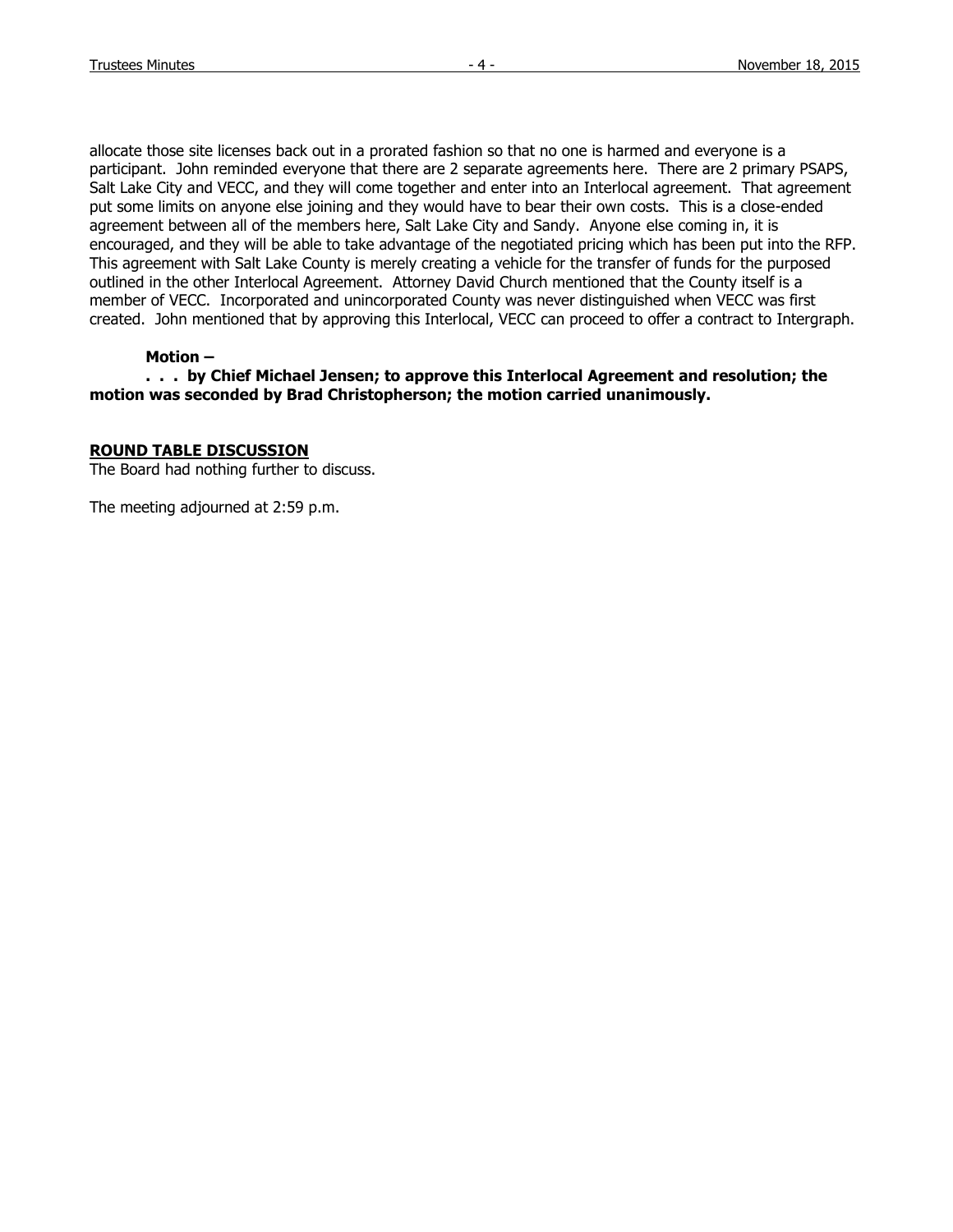allocate those site licenses back out in a prorated fashion so that no one is harmed and everyone is a participant. John reminded everyone that there are 2 separate agreements here. There are 2 primary PSAPS, Salt Lake City and VECC, and they will come together and enter into an Interlocal agreement. That agreement put some limits on anyone else joining and they would have to bear their own costs. This is a close-ended agreement between all of the members here, Salt Lake City and Sandy. Anyone else coming in, it is encouraged, and they will be able to take advantage of the negotiated pricing which has been put into the RFP. This agreement with Salt Lake County is merely creating a vehicle for the transfer of funds for the purposed outlined in the other Interlocal Agreement. Attorney David Church mentioned that the County itself is a member of VECC. Incorporated and unincorporated County was never distinguished when VECC was first created. John mentioned that by approving this Interlocal, VECC can proceed to offer a contract to Intergraph.

**Motion –**

**. . . by Chief Michael Jensen; to approve this Interlocal Agreement and resolution; the motion was seconded by Brad Christopherson; the motion carried unanimously.**

## ROUND TABLE DISCUSSION

The Board had nothing further to discuss.

The meeting adjourned at 2:59 p.m.